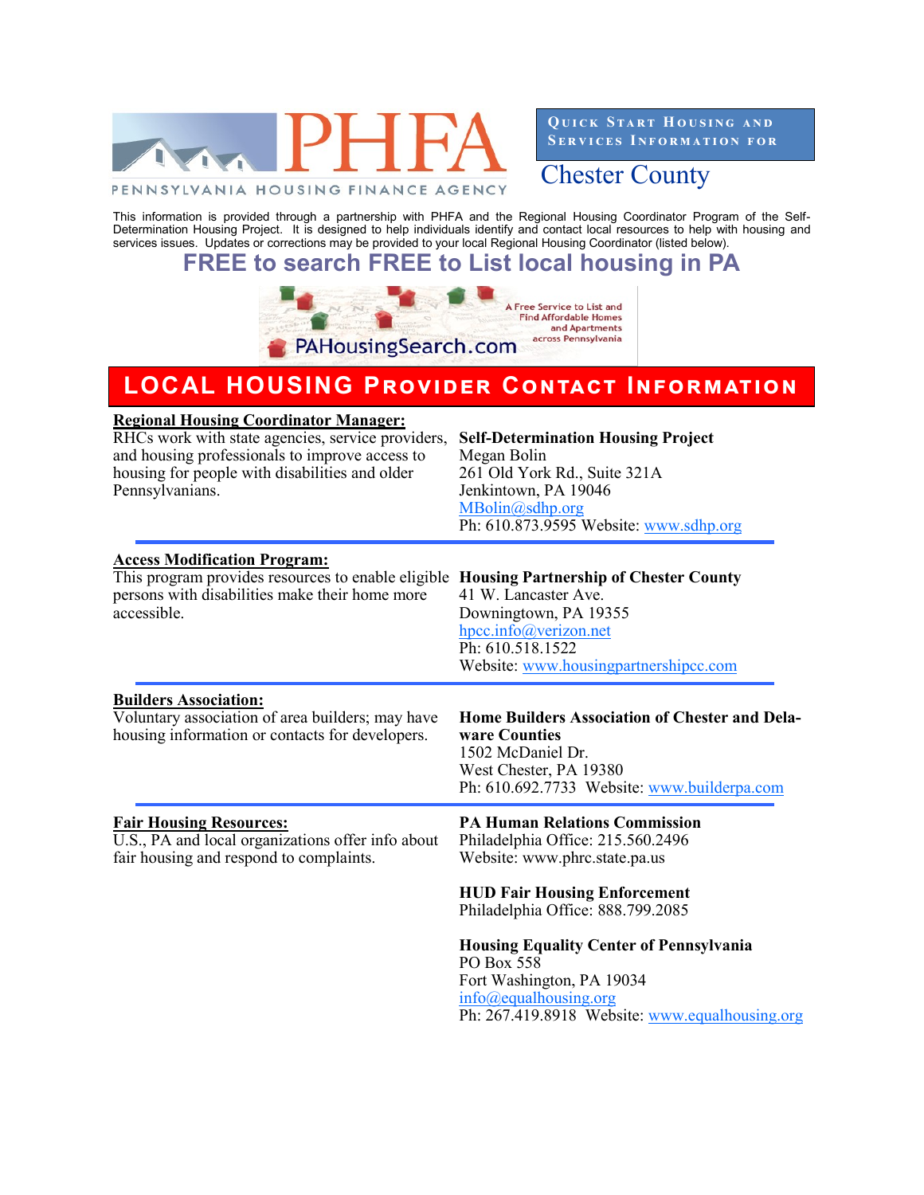PHFA

PENNSYLVANIA HOUSING FINANCE AGENCY

**Quick Start Housing and Services Information for**

# Chester County

This information is provided through a partnership with PHFA and the Regional Housing Coordinator Program of the Self-Determination Housing Project. It is designed to help individuals identify and contact local resources to help with housing and services issues. Updates or corrections may be provided to your local Regional Housing Coordinator (listed below).

## FREE to search FREE to List local housing in PA

PAHousingSearch.com — A Free Service to List and Find Affordable Homes and Apartments across Pennsylvania

## LOCAL HOUSING PROVIDER CONTACT INFORMATION

**Regional Housing Coordinator Manager:**
RHCs work with state agencies, service providers, and housing professionals to improve access to housing for people with disabilities and older Pennsylvanians.

**Self-Determination Housing Project**
Megan Bolin
261 Old York Rd., Suite 321A
Jenkintown, PA 19046
MBolin@sdhp.org
Ph: 610.873.9595 Website: www.sdhp.org

---

**Access Modification Program:**
This program provides resources to enable eligible persons with disabilities make their home more accessible.

**Housing Partnership of Chester County**
41 W. Lancaster Ave.
Downingtown, PA 19355
hpcc.info@verizon.net
Ph: 610.518.1522
Website: www.housingpartnershipcc.com

---

**Builders Association:**
Voluntary association of area builders; may have housing information or contacts for developers.

**Home Builders Association of Chester and Delaware Counties**
1502 McDaniel Dr.
West Chester, PA 19380
Ph: 610.692.7733 Website: www.builderpa.com

---

**Fair Housing Resources:**
U.S., PA and local organizations offer info about fair housing and respond to complaints.

**PA Human Relations Commission**
Philadelphia Office: 215.560.2496
Website: www.phrc.state.pa.us

**HUD Fair Housing Enforcement**
Philadelphia Office: 888.799.2085

**Housing Equality Center of Pennsylvania**
PO Box 558
Fort Washington, PA 19034
info@equalhousing.org
Ph: 267.419.8918 Website: www.equalhousing.org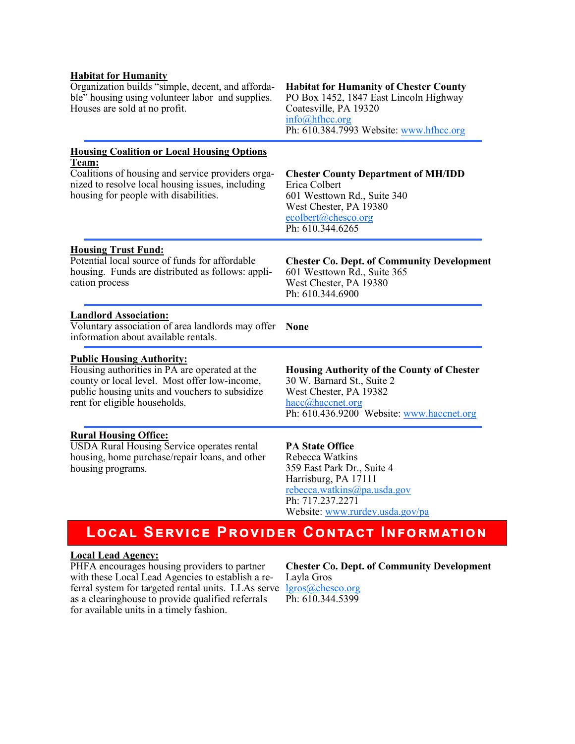**Habitat for Humanity**

Organization builds "simple, decent, and affordable" housing using volunteer labor and supplies. Houses are sold at no profit.

**Habitat for Humanity of Chester County**
PO Box 1452, 1847 East Lincoln Highway
Coatesville, PA 19320
info@hfhcc.org
Ph: 610.384.7993 Website: www.hfhcc.org

---

**Housing Coalition or Local Housing Options Team:**

Coalitions of housing and service providers organized to resolve local housing issues, including housing for people with disabilities.

**Chester County Department of MH/IDD**
Erica Colbert
601 Westtown Rd., Suite 340
West Chester, PA 19380
ecolbert@chesco.org
Ph: 610.344.6265

---

**Housing Trust Fund:**

Potential local source of funds for affordable housing. Funds are distributed as follows: application process

**Chester Co. Dept. of Community Development**
601 Westtown Rd., Suite 365
West Chester, PA 19380
Ph: 610.344.6900

---

**Landlord Association:**

Voluntary association of area landlords may offer information about available rentals.

**None**

---

**Public Housing Authority:**

Housing authorities in PA are operated at the county or local level. Most offer low-income, public housing units and vouchers to subsidize rent for eligible households.

**Housing Authority of the County of Chester**
30 W. Barnard St., Suite 2
West Chester, PA 19382
hacc@haccnet.org
Ph: 610.436.9200 Website: www.haccnet.org

---

**Rural Housing Office:**

USDA Rural Housing Service operates rental housing, home purchase/repair loans, and other housing programs.

**PA State Office**
Rebecca Watkins
359 East Park Dr., Suite 4
Harrisburg, PA 17111
rebecca.watkins@pa.usda.gov
Ph: 717.237.2271
Website: www.rurdev.usda.gov/pa

## Local Service Provider Contact Information

**Local Lead Agency:**

PHFA encourages housing providers to partner with these Local Lead Agencies to establish a referral system for targeted rental units. LLAs serve as a clearinghouse to provide qualified referrals for available units in a timely fashion.

**Chester Co. Dept. of Community Development**
Layla Gros
lgros@chesco.org
Ph: 610.344.5399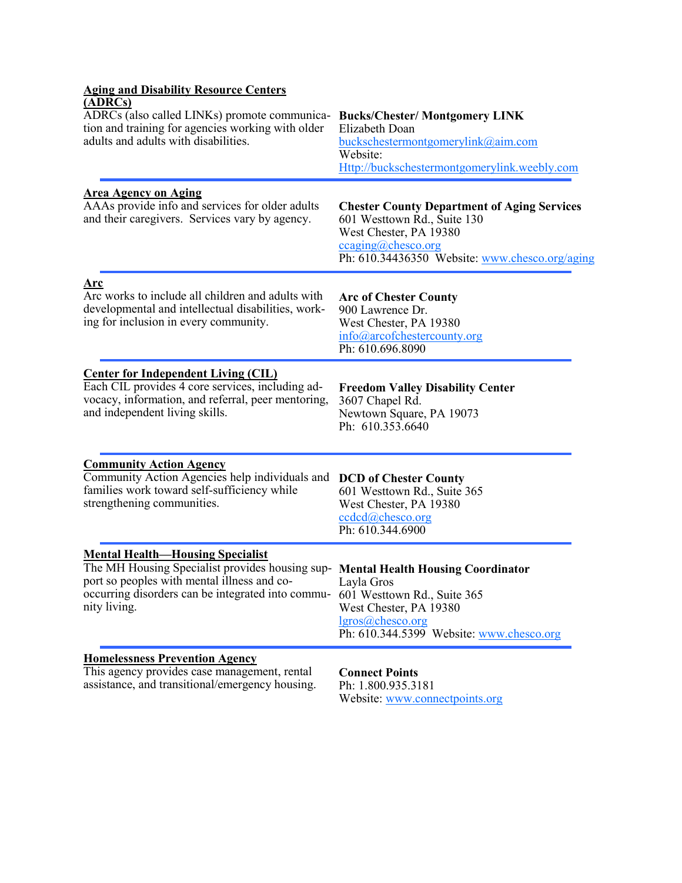**Aging and Disability Resource Centers (ADRCs)**

ADRCs (also called LINKs) promote communication and training for agencies working with older adults and adults with disabilities.

**Bucks/Chester/ Montgomery LINK**
Elizabeth Doan
buckschestermontgomerylink@aim.com
Website:
Http://buckschestermontgomerylink.weebly.com

---

**Area Agency on Aging**

AAAs provide info and services for older adults and their caregivers. Services vary by agency.

**Chester County Department of Aging Services**
601 Westtown Rd., Suite 130
West Chester, PA 19380
ccaging@chesco.org
Ph: 610.34436350 Website: www.chesco.org/aging

---

**Arc**

Arc works to include all children and adults with developmental and intellectual disabilities, working for inclusion in every community.

**Arc of Chester County**
900 Lawrence Dr.
West Chester, PA 19380
info@arcofchestercounty.org
Ph: 610.696.8090

---

**Center for Independent Living (CIL)**

Each CIL provides 4 core services, including advocacy, information, and referral, peer mentoring, and independent living skills.

**Freedom Valley Disability Center**
3607 Chapel Rd.
Newtown Square, PA 19073
Ph: 610.353.6640

---

**Community Action Agency**

Community Action Agencies help individuals and families work toward self-sufficiency while strengthening communities.

**DCD of Chester County**
601 Westtown Rd., Suite 365
West Chester, PA 19380
ccdcd@chesco.org
Ph: 610.344.6900

---

**Mental Health—Housing Specialist**

The MH Housing Specialist provides housing support so peoples with mental illness and co-occurring disorders can be integrated into community living.

**Mental Health Housing Coordinator**
Layla Gros
601 Westtown Rd., Suite 365
West Chester, PA 19380
lgros@chesco.org
Ph: 610.344.5399 Website: www.chesco.org

---

**Homelessness Prevention Agency**

This agency provides case management, rental assistance, and transitional/emergency housing.

**Connect Points**
Ph: 1.800.935.3181
Website: www.connectpoints.org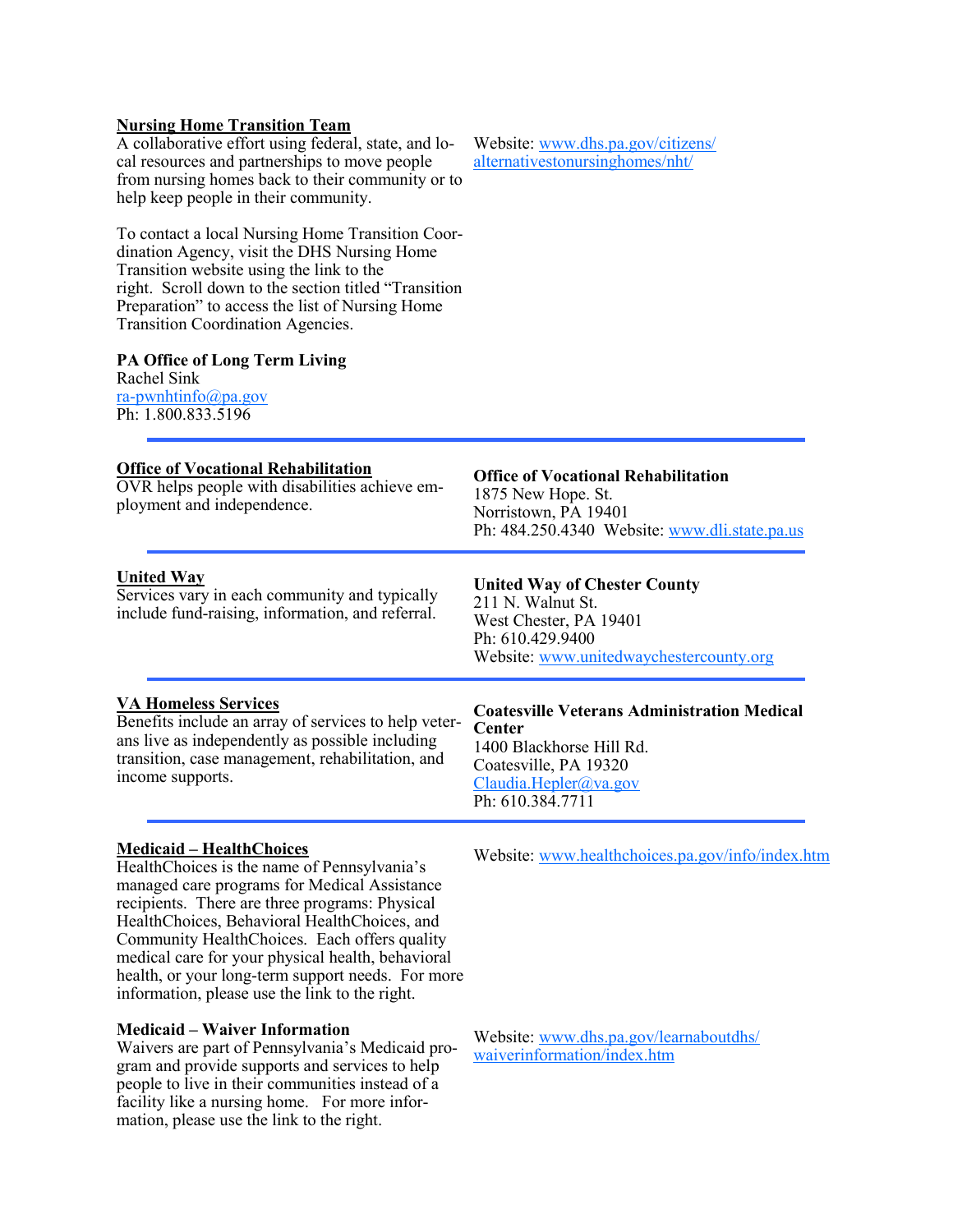**Nursing Home Transition Team**

A collaborative effort using federal, state, and local resources and partnerships to move people from nursing homes back to their community or to help keep people in their community.

To contact a local Nursing Home Transition Coordination Agency, visit the DHS Nursing Home Transition website using the link to the right. Scroll down to the section titled "Transition Preparation" to access the list of Nursing Home Transition Coordination Agencies.

Website: www.dhs.pa.gov/citizens/alternativestonursinghomes/nht/

**PA Office of Long Term Living**
Rachel Sink
ra-pwnhtinfo@pa.gov
Ph: 1.800.833.5196

---

**Office of Vocational Rehabilitation**

OVR helps people with disabilities achieve employment and independence.

**Office of Vocational Rehabilitation**
1875 New Hope. St.
Norristown, PA 19401
Ph: 484.250.4340 Website: www.dli.state.pa.us

---

**United Way**

Services vary in each community and typically include fund-raising, information, and referral.

**United Way of Chester County**
211 N. Walnut St.
West Chester, PA 19401
Ph: 610.429.9400
Website: www.unitedwaychestercounty.org

---

**VA Homeless Services**

Benefits include an array of services to help veterans live as independently as possible including transition, case management, rehabilitation, and income supports.

**Coatesville Veterans Administration Medical Center**
1400 Blackhorse Hill Rd.
Coatesville, PA 19320
Claudia.Hepler@va.gov
Ph: 610.384.7711

---

**Medicaid – HealthChoices**

HealthChoices is the name of Pennsylvania's managed care programs for Medical Assistance recipients. There are three programs: Physical HealthChoices, Behavioral HealthChoices, and Community HealthChoices. Each offers quality medical care for your physical health, behavioral health, or your long-term support needs. For more information, please use the link to the right.

Website: www.healthchoices.pa.gov/info/index.htm

**Medicaid – Waiver Information**

Waivers are part of Pennsylvania's Medicaid program and provide supports and services to help people to live in their communities instead of a facility like a nursing home. For more information, please use the link to the right.

Website: www.dhs.pa.gov/learnaboutdhs/waiverinformation/index.htm